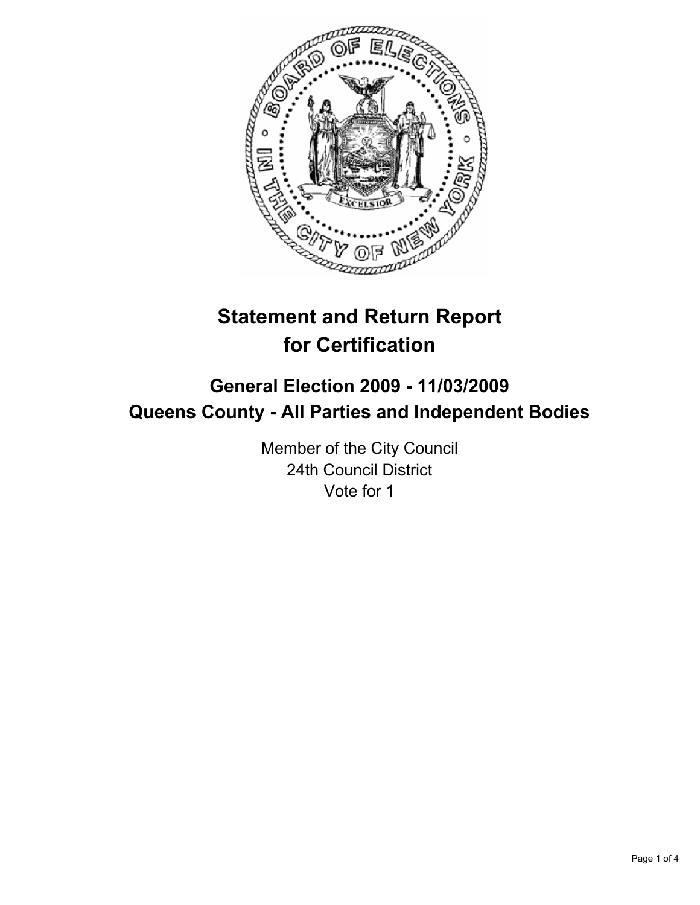# Statement and Return Report for Certification

## General Election 2009 - 11/03/2009
## Queens County - All Parties and Independent Bodies

Member of the City Council
24th Council District
Vote for 1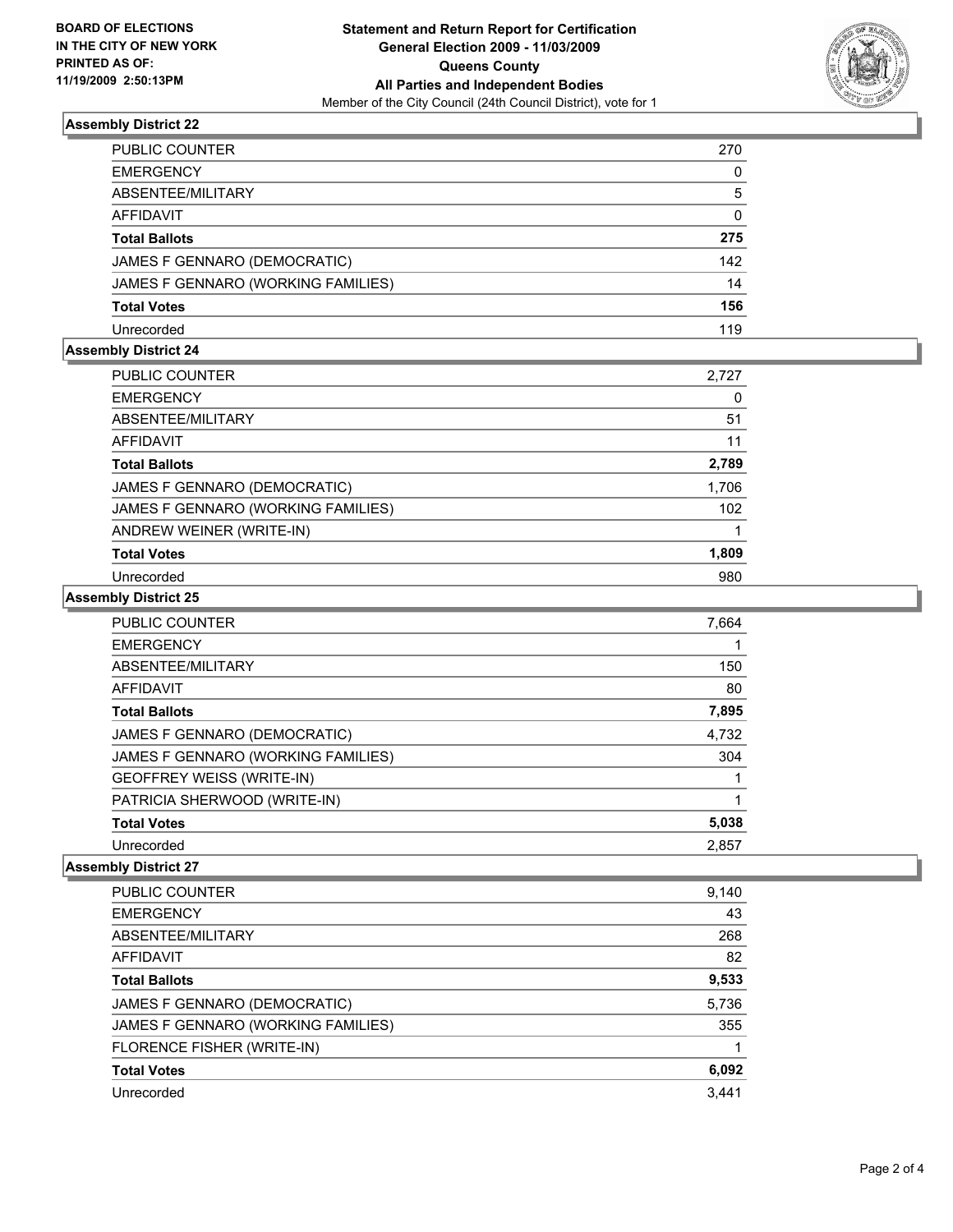**BOARD OF ELECTIONS IN THE CITY OF NEW YORK PRINTED AS OF: 11/19/2009 2:50:13PM**

**Statement and Return Report for Certification**
**General Election 2009 - 11/03/2009**
**Queens County**
**All Parties and Independent Bodies**
Member of the City Council (24th Council District), vote for 1

### Assembly District 22

| | |
|---|---|
| PUBLIC COUNTER | 270 |
| EMERGENCY | 0 |
| ABSENTEE/MILITARY | 5 |
| AFFIDAVIT | 0 |
| **Total Ballots** | **275** |
| JAMES F GENNARO (DEMOCRATIC) | 142 |
| JAMES F GENNARO (WORKING FAMILIES) | 14 |
| **Total Votes** | **156** |
| Unrecorded | 119 |

### Assembly District 24

| | |
|---|---|
| PUBLIC COUNTER | 2,727 |
| EMERGENCY | 0 |
| ABSENTEE/MILITARY | 51 |
| AFFIDAVIT | 11 |
| **Total Ballots** | **2,789** |
| JAMES F GENNARO (DEMOCRATIC) | 1,706 |
| JAMES F GENNARO (WORKING FAMILIES) | 102 |
| ANDREW WEINER (WRITE-IN) | 1 |
| **Total Votes** | **1,809** |
| Unrecorded | 980 |

### Assembly District 25

| | |
|---|---|
| PUBLIC COUNTER | 7,664 |
| EMERGENCY | 1 |
| ABSENTEE/MILITARY | 150 |
| AFFIDAVIT | 80 |
| **Total Ballots** | **7,895** |
| JAMES F GENNARO (DEMOCRATIC) | 4,732 |
| JAMES F GENNARO (WORKING FAMILIES) | 304 |
| GEOFFREY WEISS (WRITE-IN) | 1 |
| PATRICIA SHERWOOD (WRITE-IN) | 1 |
| **Total Votes** | **5,038** |
| Unrecorded | 2,857 |

### Assembly District 27

| | |
|---|---|
| PUBLIC COUNTER | 9,140 |
| EMERGENCY | 43 |
| ABSENTEE/MILITARY | 268 |
| AFFIDAVIT | 82 |
| **Total Ballots** | **9,533** |
| JAMES F GENNARO (DEMOCRATIC) | 5,736 |
| JAMES F GENNARO (WORKING FAMILIES) | 355 |
| FLORENCE FISHER (WRITE-IN) | 1 |
| **Total Votes** | **6,092** |
| Unrecorded | 3,441 |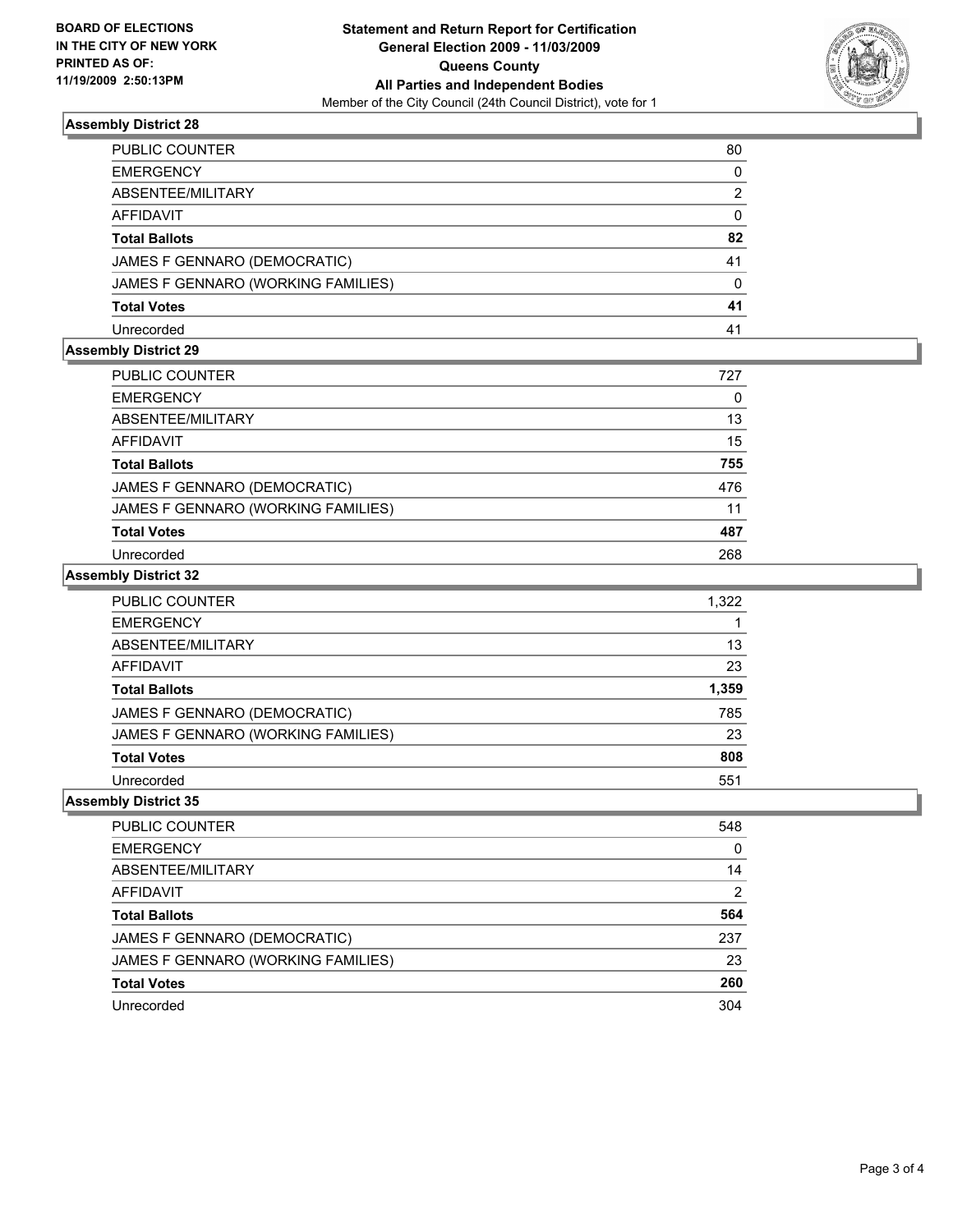**BOARD OF ELECTIONS IN THE CITY OF NEW YORK PRINTED AS OF: 11/19/2009 2:50:13PM**

# Statement and Return Report for Certification
## General Election 2009 - 11/03/2009
## Queens County
## All Parties and Independent Bodies
Member of the City Council (24th Council District), vote for 1

### Assembly District 28

| | |
|---|---|
| PUBLIC COUNTER | 80 |
| EMERGENCY | 0 |
| ABSENTEE/MILITARY | 2 |
| AFFIDAVIT | 0 |
| **Total Ballots** | **82** |
| JAMES F GENNARO (DEMOCRATIC) | 41 |
| JAMES F GENNARO (WORKING FAMILIES) | 0 |
| **Total Votes** | **41** |
| Unrecorded | 41 |

### Assembly District 29

| | |
|---|---|
| PUBLIC COUNTER | 727 |
| EMERGENCY | 0 |
| ABSENTEE/MILITARY | 13 |
| AFFIDAVIT | 15 |
| **Total Ballots** | **755** |
| JAMES F GENNARO (DEMOCRATIC) | 476 |
| JAMES F GENNARO (WORKING FAMILIES) | 11 |
| **Total Votes** | **487** |
| Unrecorded | 268 |

### Assembly District 32

| | |
|---|---|
| PUBLIC COUNTER | 1,322 |
| EMERGENCY | 1 |
| ABSENTEE/MILITARY | 13 |
| AFFIDAVIT | 23 |
| **Total Ballots** | **1,359** |
| JAMES F GENNARO (DEMOCRATIC) | 785 |
| JAMES F GENNARO (WORKING FAMILIES) | 23 |
| **Total Votes** | **808** |
| Unrecorded | 551 |

### Assembly District 35

| | |
|---|---|
| PUBLIC COUNTER | 548 |
| EMERGENCY | 0 |
| ABSENTEE/MILITARY | 14 |
| AFFIDAVIT | 2 |
| **Total Ballots** | **564** |
| JAMES F GENNARO (DEMOCRATIC) | 237 |
| JAMES F GENNARO (WORKING FAMILIES) | 23 |
| **Total Votes** | **260** |
| Unrecorded | 304 |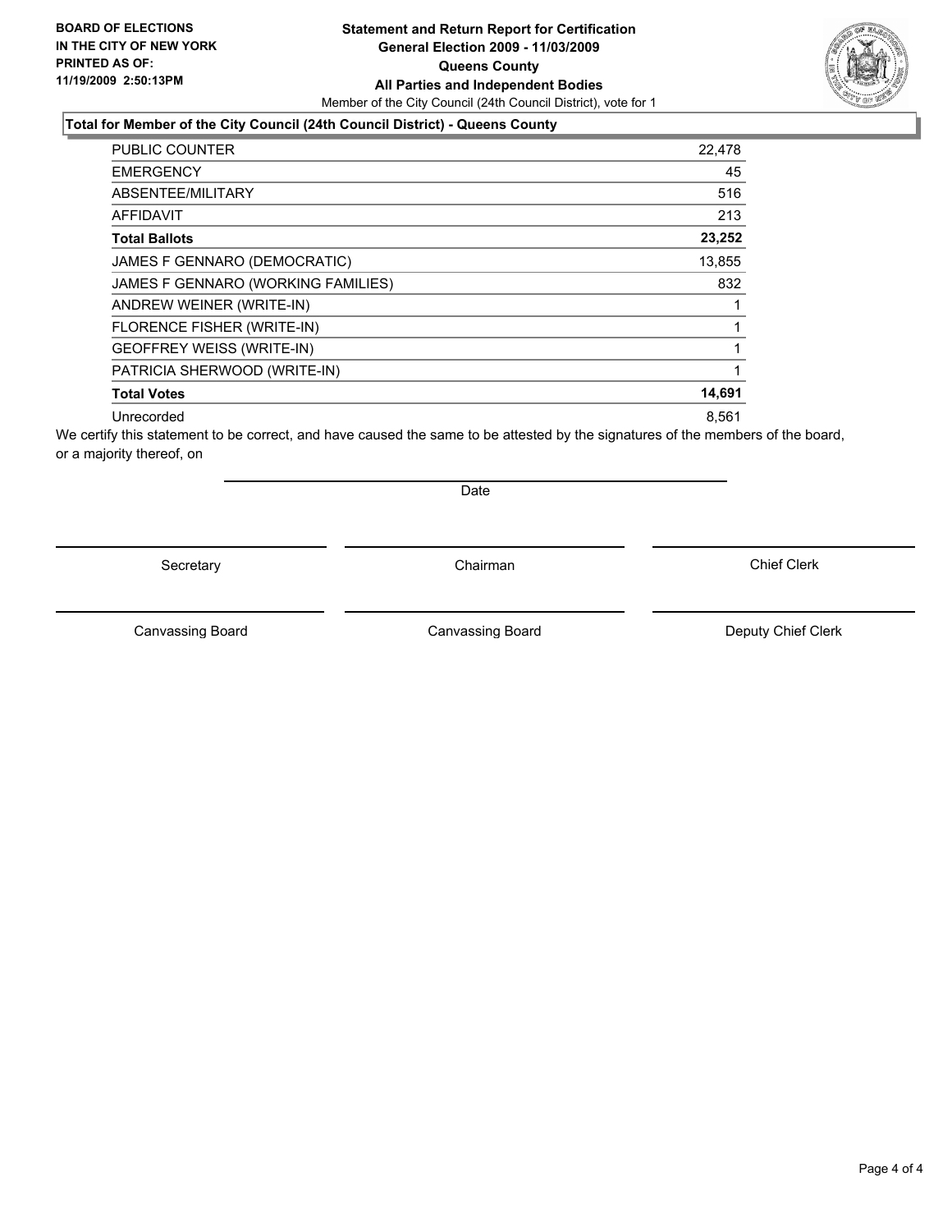**BOARD OF ELECTIONS IN THE CITY OF NEW YORK PRINTED AS OF: 11/19/2009 2:50:13PM**

**Statement and Return Report for Certification**
**General Election 2009 - 11/03/2009**
**Queens County**
**All Parties and Independent Bodies**
Member of the City Council (24th Council District), vote for 1

**Total for Member of the City Council (24th Council District) - Queens County**

| | |
|---|---|
| PUBLIC COUNTER | 22,478 |
| EMERGENCY | 45 |
| ABSENTEE/MILITARY | 516 |
| AFFIDAVIT | 213 |
| **Total Ballots** | **23,252** |
| JAMES F GENNARO (DEMOCRATIC) | 13,855 |
| JAMES F GENNARO (WORKING FAMILIES) | 832 |
| ANDREW WEINER (WRITE-IN) | 1 |
| FLORENCE FISHER (WRITE-IN) | 1 |
| GEOFFREY WEISS (WRITE-IN) | 1 |
| PATRICIA SHERWOOD (WRITE-IN) | 1 |
| **Total Votes** | **14,691** |
| Unrecorded | 8,561 |

We certify this statement to be correct, and have caused the same to be attested by the signatures of the members of the board, or a majority thereof, on

Date

Secretary | Chairman | Chief Clerk

Canvassing Board | Canvassing Board | Deputy Chief Clerk